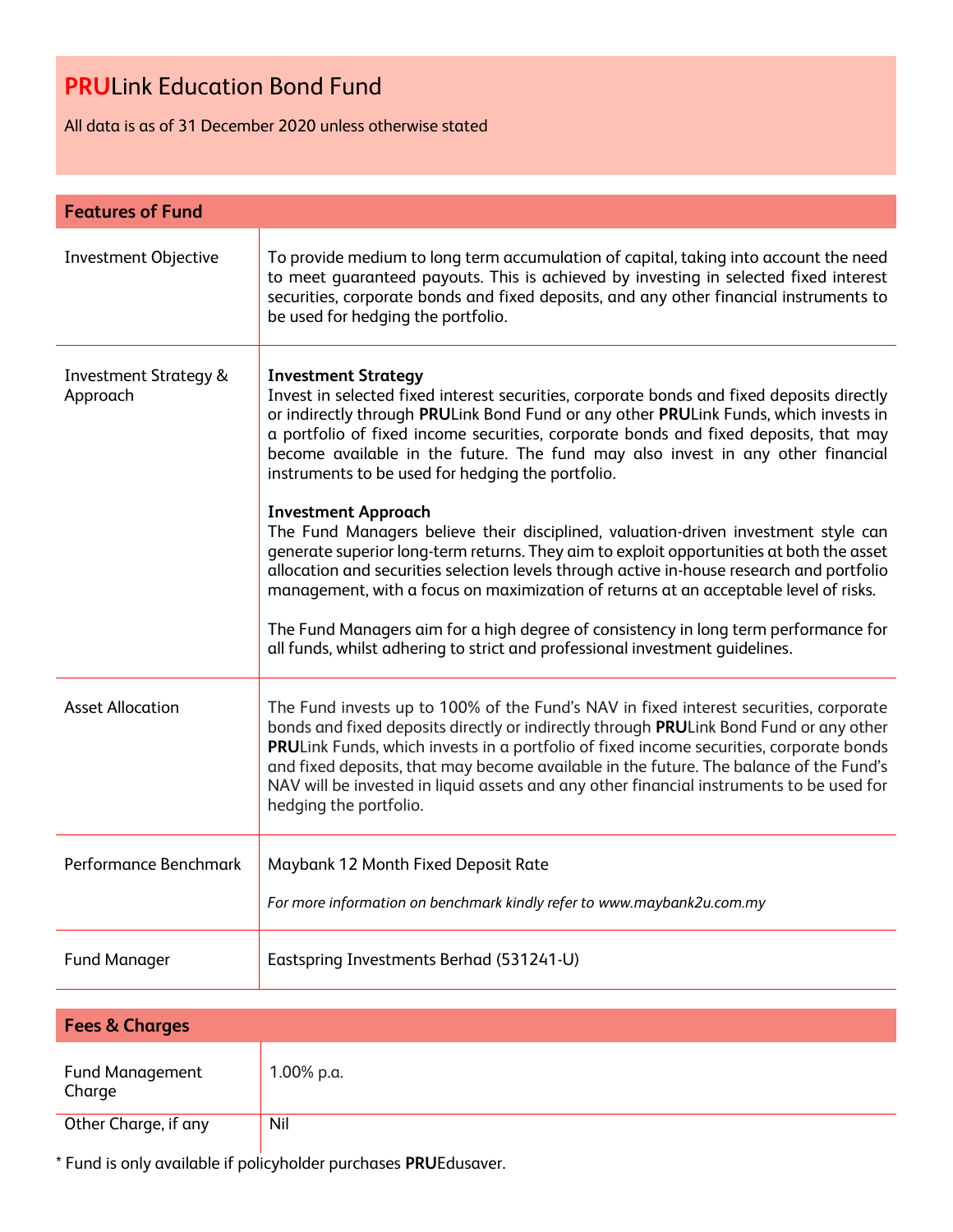# **PRU**Link Education Bond Fund

All data is as of 31 December 2020 unless otherwise stated

## Features of Fund

| | |
|---|---|
| Investment Objective | To provide medium to long term accumulation of capital, taking into account the need to meet guaranteed payouts. This is achieved by investing in selected fixed interest securities, corporate bonds and fixed deposits, and any other financial instruments to be used for hedging the portfolio. |
| Investment Strategy & Approach | **Investment Strategy**<br>Invest in selected fixed interest securities, corporate bonds and fixed deposits directly or indirectly through **PRU**Link Bond Fund or any other **PRU**Link Funds, which invests in a portfolio of fixed income securities, corporate bonds and fixed deposits, that may become available in the future. The fund may also invest in any other financial instruments to be used for hedging the portfolio.<br><br>**Investment Approach**<br>The Fund Managers believe their disciplined, valuation-driven investment style can generate superior long-term returns. They aim to exploit opportunities at both the asset allocation and securities selection levels through active in-house research and portfolio management, with a focus on maximization of returns at an acceptable level of risks.<br><br>The Fund Managers aim for a high degree of consistency in long term performance for all funds, whilst adhering to strict and professional investment guidelines. |
| Asset Allocation | The Fund invests up to 100% of the Fund's NAV in fixed interest securities, corporate bonds and fixed deposits directly or indirectly through **PRU**Link Bond Fund or any other **PRU**Link Funds, which invests in a portfolio of fixed income securities, corporate bonds and fixed deposits, that may become available in the future. The balance of the Fund's NAV will be invested in liquid assets and any other financial instruments to be used for hedging the portfolio. |
| Performance Benchmark | Maybank 12 Month Fixed Deposit Rate<br><br>*For more information on benchmark kindly refer to www.maybank2u.com.my* |
| Fund Manager | Eastspring Investments Berhad (531241-U) |

## Fees & Charges

| | |
|---|---|
| Fund Management Charge | 1.00% p.a. |
| Other Charge, if any | Nil |

* Fund is only available if policyholder purchases **PRU**Edusaver.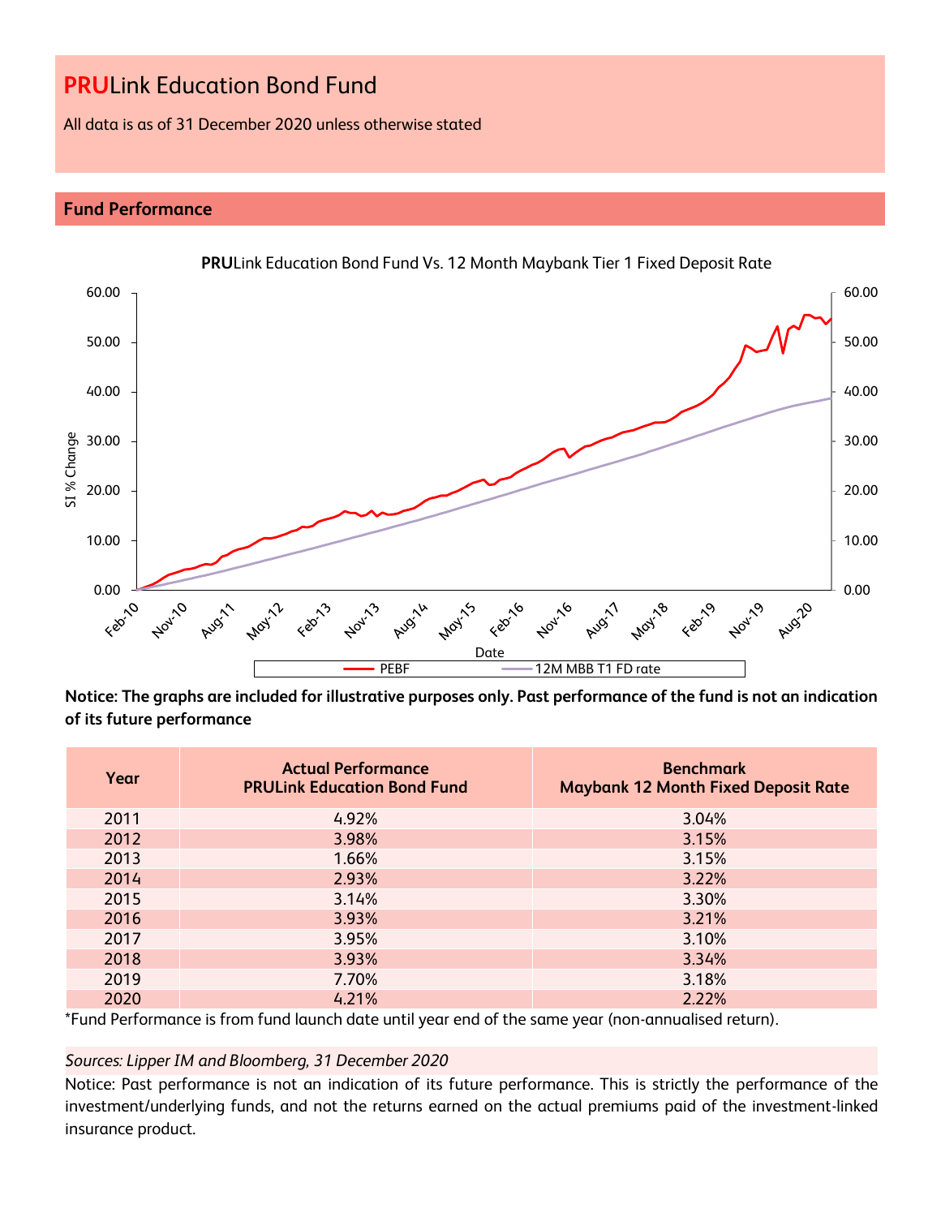# **PRU**Link Education Bond Fund

All data is as of 31 December 2020 unless otherwise stated

## Fund Performance

**PRU**Link Education Bond Fund Vs. 12 Month Maybank Tier 1 Fixed Deposit Rate

**Notice: The graphs are included for illustrative purposes only. Past performance of the fund is not an indication of its future performance**

| Year | Actual Performance<br>PRULink Education Bond Fund | Benchmark<br>Maybank 12 Month Fixed Deposit Rate |
|---|---|---|
| 2011 | 4.92% | 3.04% |
| 2012 | 3.98% | 3.15% |
| 2013 | 1.66% | 3.15% |
| 2014 | 2.93% | 3.22% |
| 2015 | 3.14% | 3.30% |
| 2016 | 3.93% | 3.21% |
| 2017 | 3.95% | 3.10% |
| 2018 | 3.93% | 3.34% |
| 2019 | 7.70% | 3.18% |
| 2020 | 4.21% | 2.22% |

*Fund Performance is from fund launch date until year end of the same year (non-annualised return).

*Sources: Lipper IM and Bloomberg, 31 December 2020*

Notice: Past performance is not an indication of its future performance. This is strictly the performance of the investment/underlying funds, and not the returns earned on the actual premiums paid of the investment-linked insurance product.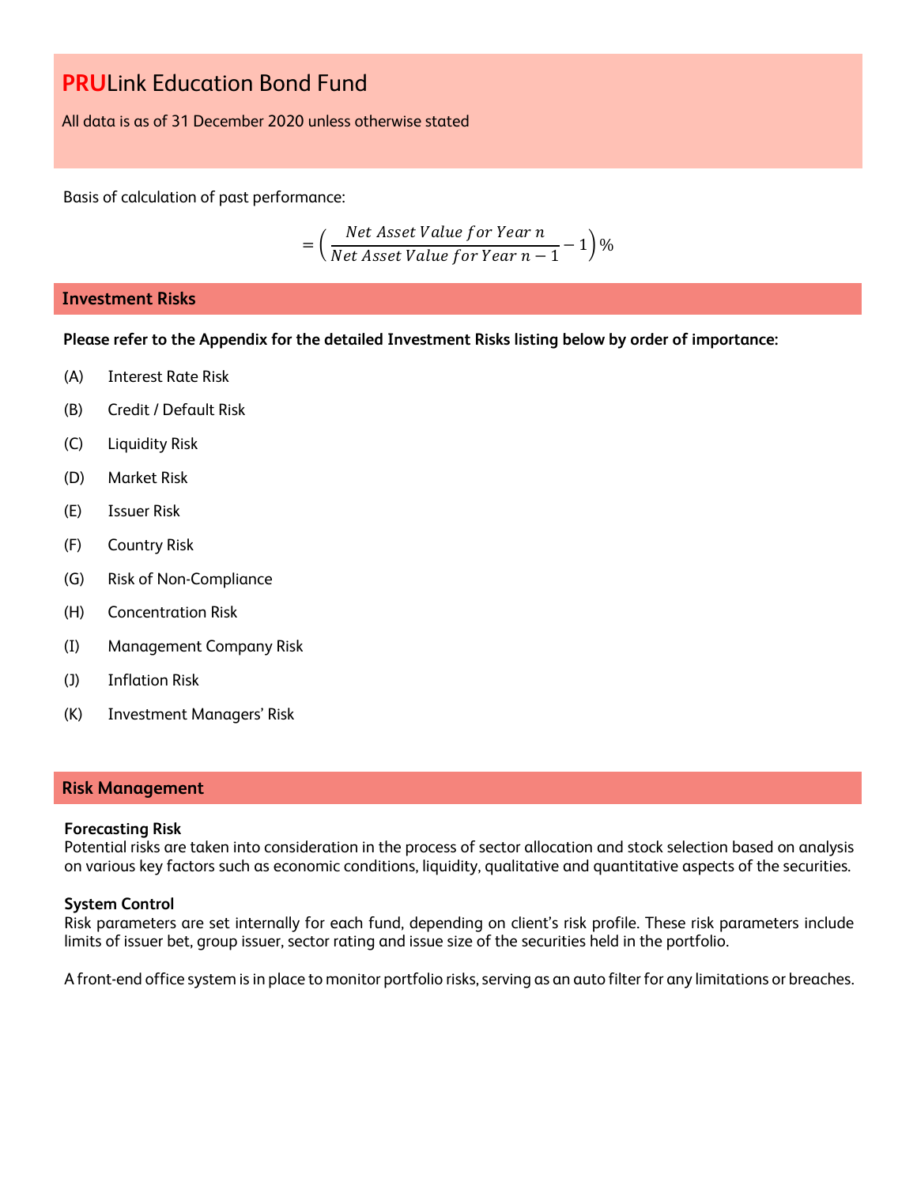# PRULink Education Bond Fund

All data is as of 31 December 2020 unless otherwise stated

Basis of calculation of past performance:

$$= \left( \frac{Net\ Asset\ Value\ for\ Year\ n}{Net\ Asset\ Value\ for\ Year\ n-1} - 1 \right) \%$$

## Investment Risks

**Please refer to the Appendix for the detailed Investment Risks listing below by order of importance:**

(A) Interest Rate Risk

(B) Credit / Default Risk

(C) Liquidity Risk

(D) Market Risk

(E) Issuer Risk

(F) Country Risk

(G) Risk of Non-Compliance

(H) Concentration Risk

(I) Management Company Risk

(J) Inflation Risk

(K) Investment Managers' Risk

## Risk Management

**Forecasting Risk**

Potential risks are taken into consideration in the process of sector allocation and stock selection based on analysis on various key factors such as economic conditions, liquidity, qualitative and quantitative aspects of the securities.

**System Control**

Risk parameters are set internally for each fund, depending on client's risk profile. These risk parameters include limits of issuer bet, group issuer, sector rating and issue size of the securities held in the portfolio.

A front-end office system is in place to monitor portfolio risks, serving as an auto filter for any limitations or breaches.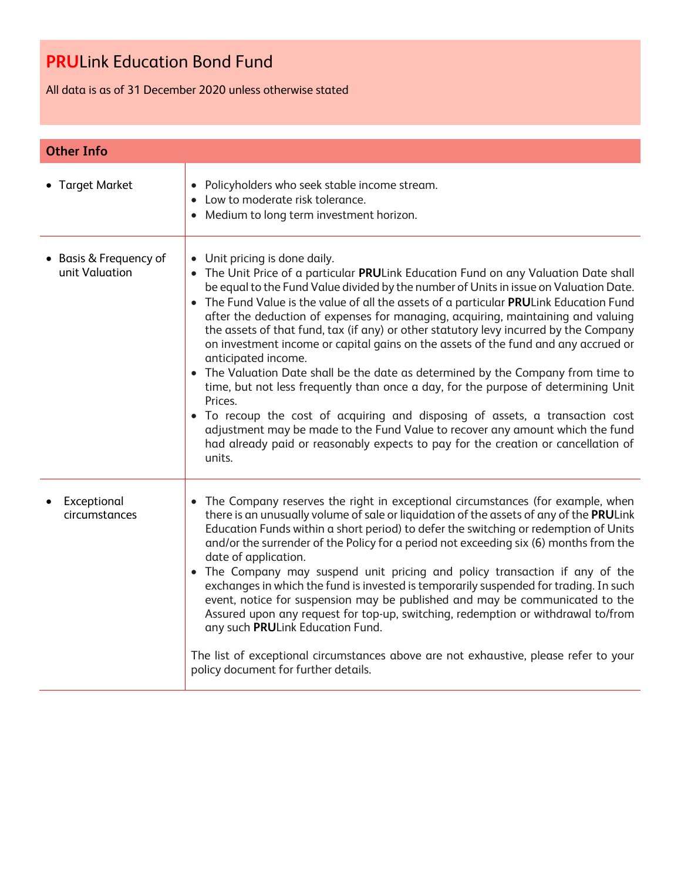# **PRU**Link Education Bond Fund

All data is as of 31 December 2020 unless otherwise stated

## Other Info

| | |
|---|---|
| • Target Market | • Policyholders who seek stable income stream.<br>• Low to moderate risk tolerance.<br>• Medium to long term investment horizon. |
| • Basis & Frequency of unit Valuation | • Unit pricing is done daily.<br>• The Unit Price of a particular **PRU**Link Education Fund on any Valuation Date shall be equal to the Fund Value divided by the number of Units in issue on Valuation Date.<br>• The Fund Value is the value of all the assets of a particular **PRU**Link Education Fund after the deduction of expenses for managing, acquiring, maintaining and valuing the assets of that fund, tax (if any) or other statutory levy incurred by the Company on investment income or capital gains on the assets of the fund and any accrued or anticipated income.<br>• The Valuation Date shall be the date as determined by the Company from time to time, but not less frequently than once a day, for the purpose of determining Unit Prices.<br>• To recoup the cost of acquiring and disposing of assets, a transaction cost adjustment may be made to the Fund Value to recover any amount which the fund had already paid or reasonably expects to pay for the creation or cancellation of units. |
| • Exceptional circumstances | • The Company reserves the right in exceptional circumstances (for example, when there is an unusually volume of sale or liquidation of the assets of any of the **PRU**Link Education Funds within a short period) to defer the switching or redemption of Units and/or the surrender of the Policy for a period not exceeding six (6) months from the date of application.<br>• The Company may suspend unit pricing and policy transaction if any of the exchanges in which the fund is invested is temporarily suspended for trading. In such event, notice for suspension may be published and may be communicated to the Assured upon any request for top-up, switching, redemption or withdrawal to/from any such **PRU**Link Education Fund.<br><br>The list of exceptional circumstances above are not exhaustive, please refer to your policy document for further details. |